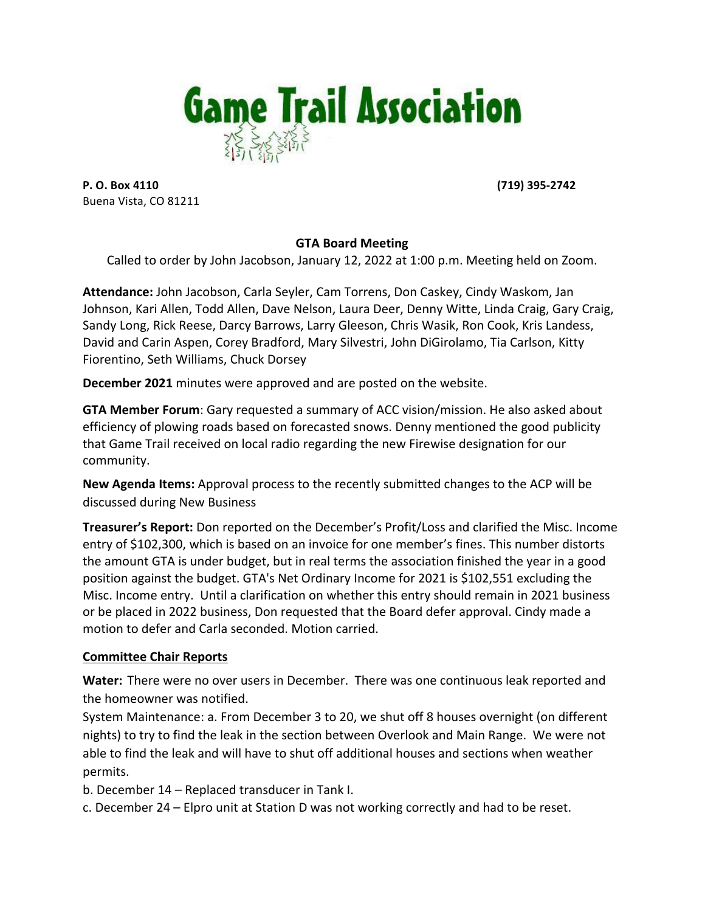# Game Trail Association

**P. O. Box 4110** **(719) 395-2742**
Buena Vista, CO 81211

## GTA Board Meeting

Called to order by John Jacobson, January 12, 2022 at 1:00 p.m. Meeting held on Zoom.

**Attendance:** John Jacobson, Carla Seyler, Cam Torrens, Don Caskey, Cindy Waskom, Jan Johnson, Kari Allen, Todd Allen, Dave Nelson, Laura Deer, Denny Witte, Linda Craig, Gary Craig, Sandy Long, Rick Reese, Darcy Barrows, Larry Gleeson, Chris Wasik, Ron Cook, Kris Landess, David and Carin Aspen, Corey Bradford, Mary Silvestri, John DiGirolamo, Tia Carlson, Kitty Fiorentino, Seth Williams, Chuck Dorsey

**December 2021** minutes were approved and are posted on the website.

**GTA Member Forum**: Gary requested a summary of ACC vision/mission. He also asked about efficiency of plowing roads based on forecasted snows. Denny mentioned the good publicity that Game Trail received on local radio regarding the new Firewise designation for our community.

**New Agenda Items:** Approval process to the recently submitted changes to the ACP will be discussed during New Business

**Treasurer's Report:** Don reported on the December's Profit/Loss and clarified the Misc. Income entry of $102,300, which is based on an invoice for one member's fines. This number distorts the amount GTA is under budget, but in real terms the association finished the year in a good position against the budget. GTA's Net Ordinary Income for 2021 is $102,551 excluding the Misc. Income entry. Until a clarification on whether this entry should remain in 2021 business or be placed in 2022 business, Don requested that the Board defer approval. Cindy made a motion to defer and Carla seconded. Motion carried.

### Committee Chair Reports

**Water:** There were no over users in December. There was one continuous leak reported and the homeowner was notified.

System Maintenance: a. From December 3 to 20, we shut off 8 houses overnight (on different nights) to try to find the leak in the section between Overlook and Main Range. We were not able to find the leak and will have to shut off additional houses and sections when weather permits.

b. December 14 – Replaced transducer in Tank I.

c. December 24 – Elpro unit at Station D was not working correctly and had to be reset.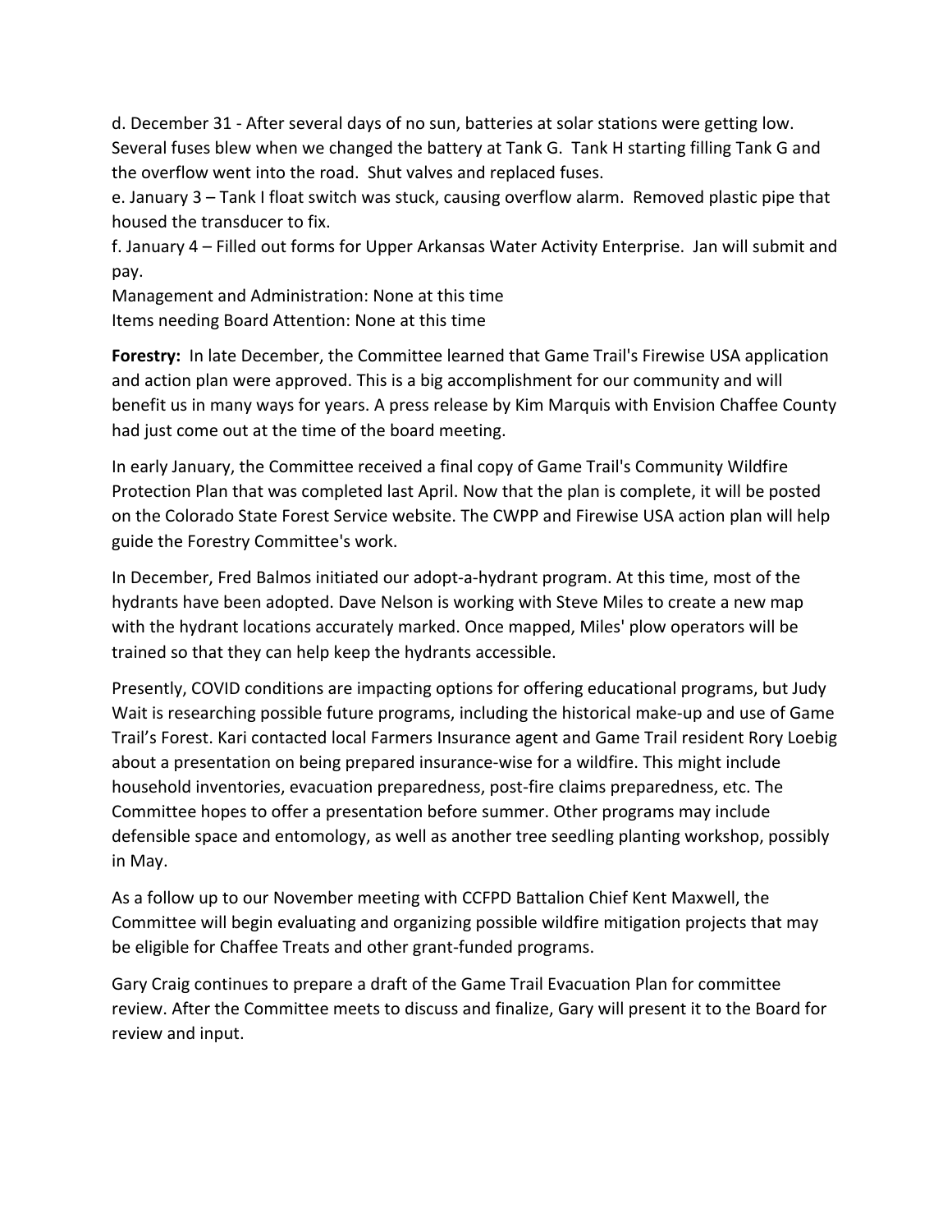d. December 31 - After several days of no sun, batteries at solar stations were getting low. Several fuses blew when we changed the battery at Tank G. Tank H starting filling Tank G and the overflow went into the road. Shut valves and replaced fuses.

e. January 3 – Tank I float switch was stuck, causing overflow alarm. Removed plastic pipe that housed the transducer to fix.

f. January 4 – Filled out forms for Upper Arkansas Water Activity Enterprise. Jan will submit and pay.

Management and Administration: None at this time

Items needing Board Attention: None at this time

**Forestry:** In late December, the Committee learned that Game Trail's Firewise USA application and action plan were approved. This is a big accomplishment for our community and will benefit us in many ways for years. A press release by Kim Marquis with Envision Chaffee County had just come out at the time of the board meeting.

In early January, the Committee received a final copy of Game Trail's Community Wildfire Protection Plan that was completed last April. Now that the plan is complete, it will be posted on the Colorado State Forest Service website. The CWPP and Firewise USA action plan will help guide the Forestry Committee's work.

In December, Fred Balmos initiated our adopt-a-hydrant program. At this time, most of the hydrants have been adopted. Dave Nelson is working with Steve Miles to create a new map with the hydrant locations accurately marked. Once mapped, Miles' plow operators will be trained so that they can help keep the hydrants accessible.

Presently, COVID conditions are impacting options for offering educational programs, but Judy Wait is researching possible future programs, including the historical make-up and use of Game Trail's Forest. Kari contacted local Farmers Insurance agent and Game Trail resident Rory Loebig about a presentation on being prepared insurance-wise for a wildfire. This might include household inventories, evacuation preparedness, post-fire claims preparedness, etc. The Committee hopes to offer a presentation before summer. Other programs may include defensible space and entomology, as well as another tree seedling planting workshop, possibly in May.

As a follow up to our November meeting with CCFPD Battalion Chief Kent Maxwell, the Committee will begin evaluating and organizing possible wildfire mitigation projects that may be eligible for Chaffee Treats and other grant-funded programs.

Gary Craig continues to prepare a draft of the Game Trail Evacuation Plan for committee review. After the Committee meets to discuss and finalize, Gary will present it to the Board for review and input.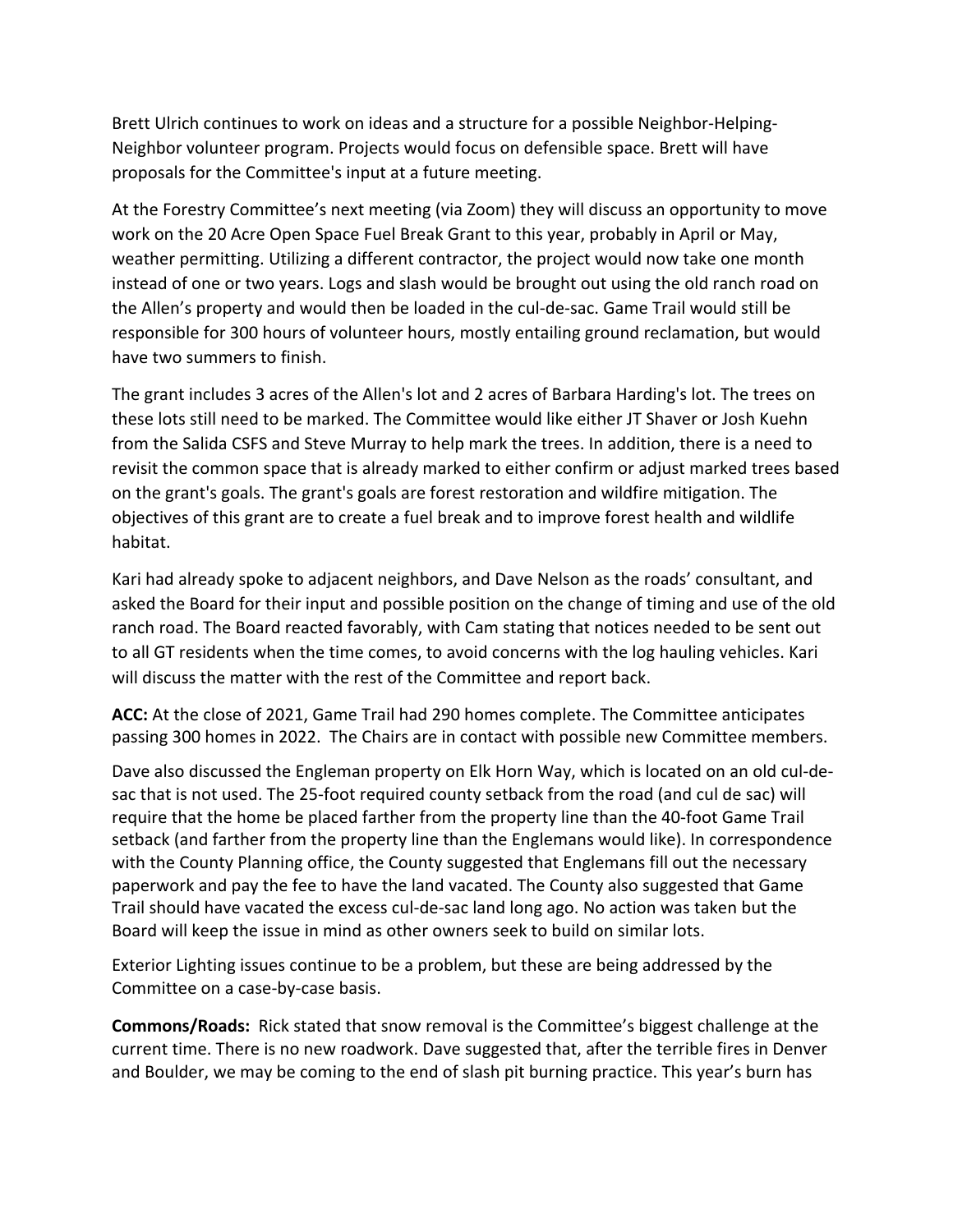Brett Ulrich continues to work on ideas and a structure for a possible Neighbor-Helping-Neighbor volunteer program. Projects would focus on defensible space. Brett will have proposals for the Committee's input at a future meeting.

At the Forestry Committee's next meeting (via Zoom) they will discuss an opportunity to move work on the 20 Acre Open Space Fuel Break Grant to this year, probably in April or May, weather permitting. Utilizing a different contractor, the project would now take one month instead of one or two years. Logs and slash would be brought out using the old ranch road on the Allen's property and would then be loaded in the cul-de-sac. Game Trail would still be responsible for 300 hours of volunteer hours, mostly entailing ground reclamation, but would have two summers to finish.

The grant includes 3 acres of the Allen's lot and 2 acres of Barbara Harding's lot. The trees on these lots still need to be marked. The Committee would like either JT Shaver or Josh Kuehn from the Salida CSFS and Steve Murray to help mark the trees. In addition, there is a need to revisit the common space that is already marked to either confirm or adjust marked trees based on the grant's goals. The grant's goals are forest restoration and wildfire mitigation. The objectives of this grant are to create a fuel break and to improve forest health and wildlife habitat.

Kari had already spoke to adjacent neighbors, and Dave Nelson as the roads' consultant, and asked the Board for their input and possible position on the change of timing and use of the old ranch road. The Board reacted favorably, with Cam stating that notices needed to be sent out to all GT residents when the time comes, to avoid concerns with the log hauling vehicles. Kari will discuss the matter with the rest of the Committee and report back.

**ACC:** At the close of 2021, Game Trail had 290 homes complete. The Committee anticipates passing 300 homes in 2022. The Chairs are in contact with possible new Committee members.

Dave also discussed the Engleman property on Elk Horn Way, which is located on an old cul-de-sac that is not used. The 25-foot required county setback from the road (and cul de sac) will require that the home be placed farther from the property line than the 40-foot Game Trail setback (and farther from the property line than the Englemans would like). In correspondence with the County Planning office, the County suggested that Englemans fill out the necessary paperwork and pay the fee to have the land vacated. The County also suggested that Game Trail should have vacated the excess cul-de-sac land long ago. No action was taken but the Board will keep the issue in mind as other owners seek to build on similar lots.

Exterior Lighting issues continue to be a problem, but these are being addressed by the Committee on a case-by-case basis.

**Commons/Roads:** Rick stated that snow removal is the Committee's biggest challenge at the current time. There is no new roadwork. Dave suggested that, after the terrible fires in Denver and Boulder, we may be coming to the end of slash pit burning practice. This year's burn has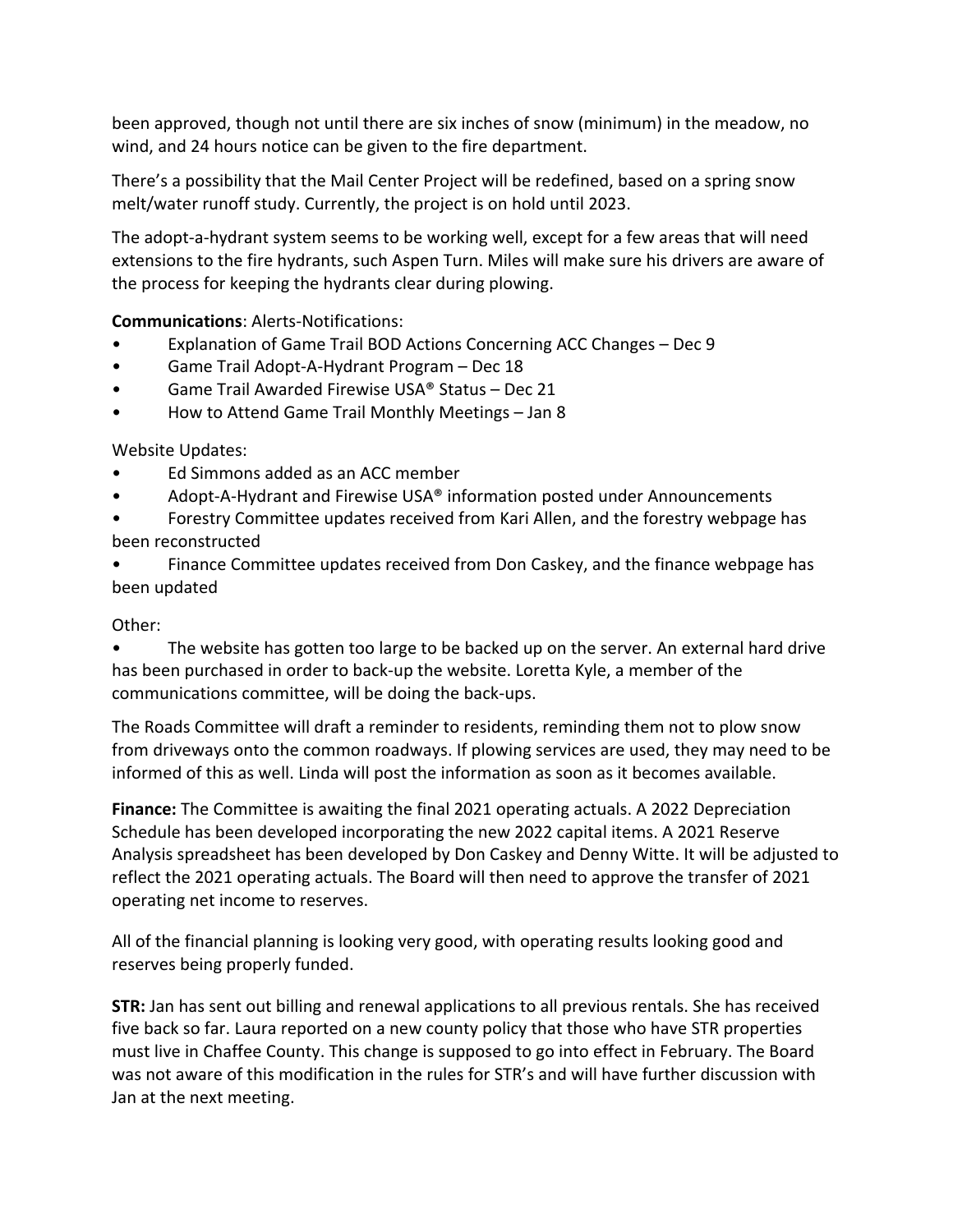been approved, though not until there are six inches of snow (minimum) in the meadow, no wind, and 24 hours notice can be given to the fire department.

There's a possibility that the Mail Center Project will be redefined, based on a spring snow melt/water runoff study. Currently, the project is on hold until 2023.

The adopt-a-hydrant system seems to be working well, except for a few areas that will need extensions to the fire hydrants, such Aspen Turn. Miles will make sure his drivers are aware of the process for keeping the hydrants clear during plowing.

**Communications**: Alerts-Notifications:

- Explanation of Game Trail BOD Actions Concerning ACC Changes – Dec 9
- Game Trail Adopt-A-Hydrant Program – Dec 18
- Game Trail Awarded Firewise USA® Status – Dec 21
- How to Attend Game Trail Monthly Meetings – Jan 8

Website Updates:

- Ed Simmons added as an ACC member
- Adopt-A-Hydrant and Firewise USA® information posted under Announcements
- Forestry Committee updates received from Kari Allen, and the forestry webpage has been reconstructed
- Finance Committee updates received from Don Caskey, and the finance webpage has been updated

Other:

- The website has gotten too large to be backed up on the server. An external hard drive has been purchased in order to back-up the website. Loretta Kyle, a member of the communications committee, will be doing the back-ups.

The Roads Committee will draft a reminder to residents, reminding them not to plow snow from driveways onto the common roadways. If plowing services are used, they may need to be informed of this as well. Linda will post the information as soon as it becomes available.

**Finance:** The Committee is awaiting the final 2021 operating actuals. A 2022 Depreciation Schedule has been developed incorporating the new 2022 capital items. A 2021 Reserve Analysis spreadsheet has been developed by Don Caskey and Denny Witte. It will be adjusted to reflect the 2021 operating actuals. The Board will then need to approve the transfer of 2021 operating net income to reserves.

All of the financial planning is looking very good, with operating results looking good and reserves being properly funded.

**STR:** Jan has sent out billing and renewal applications to all previous rentals. She has received five back so far. Laura reported on a new county policy that those who have STR properties must live in Chaffee County. This change is supposed to go into effect in February. The Board was not aware of this modification in the rules for STR's and will have further discussion with Jan at the next meeting.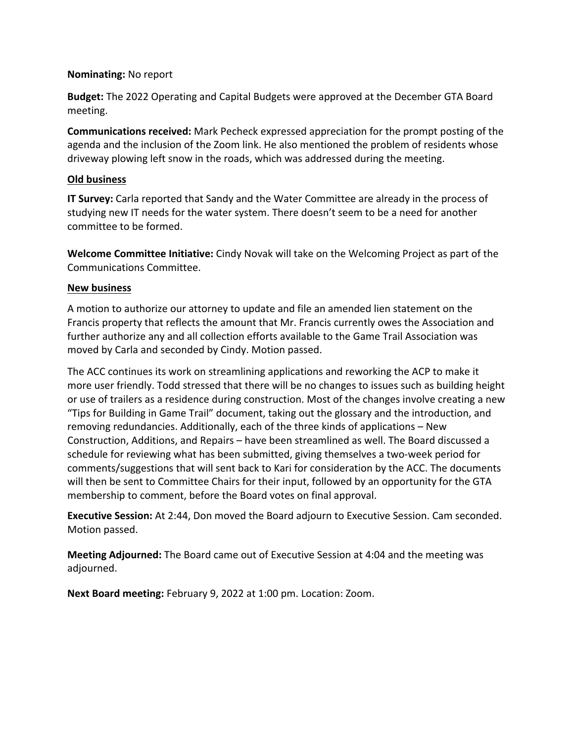**Nominating:** No report

**Budget:** The 2022 Operating and Capital Budgets were approved at the December GTA Board meeting.

**Communications received:** Mark Pecheck expressed appreciation for the prompt posting of the agenda and the inclusion of the Zoom link. He also mentioned the problem of residents whose driveway plowing left snow in the roads, which was addressed during the meeting.

**Old business**

**IT Survey:** Carla reported that Sandy and the Water Committee are already in the process of studying new IT needs for the water system. There doesn't seem to be a need for another committee to be formed.

**Welcome Committee Initiative:** Cindy Novak will take on the Welcoming Project as part of the Communications Committee.

**New business**

A motion to authorize our attorney to update and file an amended lien statement on the Francis property that reflects the amount that Mr. Francis currently owes the Association and further authorize any and all collection efforts available to the Game Trail Association was moved by Carla and seconded by Cindy. Motion passed.

The ACC continues its work on streamlining applications and reworking the ACP to make it more user friendly. Todd stressed that there will be no changes to issues such as building height or use of trailers as a residence during construction. Most of the changes involve creating a new "Tips for Building in Game Trail" document, taking out the glossary and the introduction, and removing redundancies. Additionally, each of the three kinds of applications – New Construction, Additions, and Repairs – have been streamlined as well. The Board discussed a schedule for reviewing what has been submitted, giving themselves a two-week period for comments/suggestions that will sent back to Kari for consideration by the ACC. The documents will then be sent to Committee Chairs for their input, followed by an opportunity for the GTA membership to comment, before the Board votes on final approval.

**Executive Session:** At 2:44, Don moved the Board adjourn to Executive Session. Cam seconded. Motion passed.

**Meeting Adjourned:** The Board came out of Executive Session at 4:04 and the meeting was adjourned.

**Next Board meeting:** February 9, 2022 at 1:00 pm. Location: Zoom.